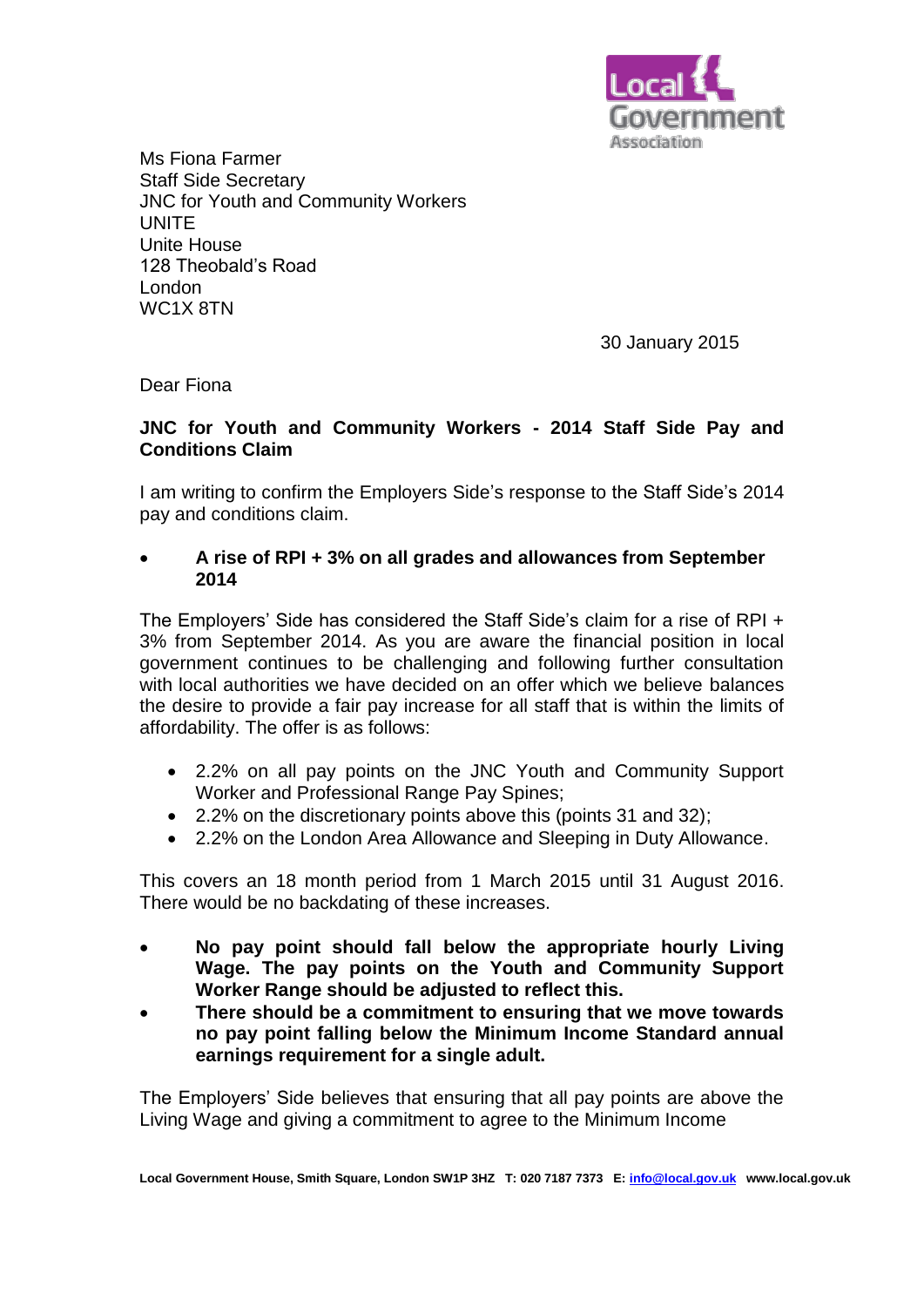Ms Fiona Farmer
Staff Side Secretary
JNC for Youth and Community Workers
UNITE
Unite House
128 Theobald's Road
London
WC1X 8TN

30 January 2015

Dear Fiona

**JNC for Youth and Community Workers - 2014 Staff Side Pay and Conditions Claim**

I am writing to confirm the Employers Side's response to the Staff Side's 2014 pay and conditions claim.

- **A rise of RPI + 3% on all grades and allowances from September 2014**

The Employers' Side has considered the Staff Side's claim for a rise of RPI + 3% from September 2014. As you are aware the financial position in local government continues to be challenging and following further consultation with local authorities we have decided on an offer which we believe balances the desire to provide a fair pay increase for all staff that is within the limits of affordability. The offer is as follows:

- 2.2% on all pay points on the JNC Youth and Community Support Worker and Professional Range Pay Spines;
- 2.2% on the discretionary points above this (points 31 and 32);
- 2.2% on the London Area Allowance and Sleeping in Duty Allowance.

This covers an 18 month period from 1 March 2015 until 31 August 2016. There would be no backdating of these increases.

- **No pay point should fall below the appropriate hourly Living Wage. The pay points on the Youth and Community Support Worker Range should be adjusted to reflect this.**
- **There should be a commitment to ensuring that we move towards no pay point falling below the Minimum Income Standard annual earnings requirement for a single adult.**

The Employers' Side believes that ensuring that all pay points are above the Living Wage and giving a commitment to agree to the Minimum Income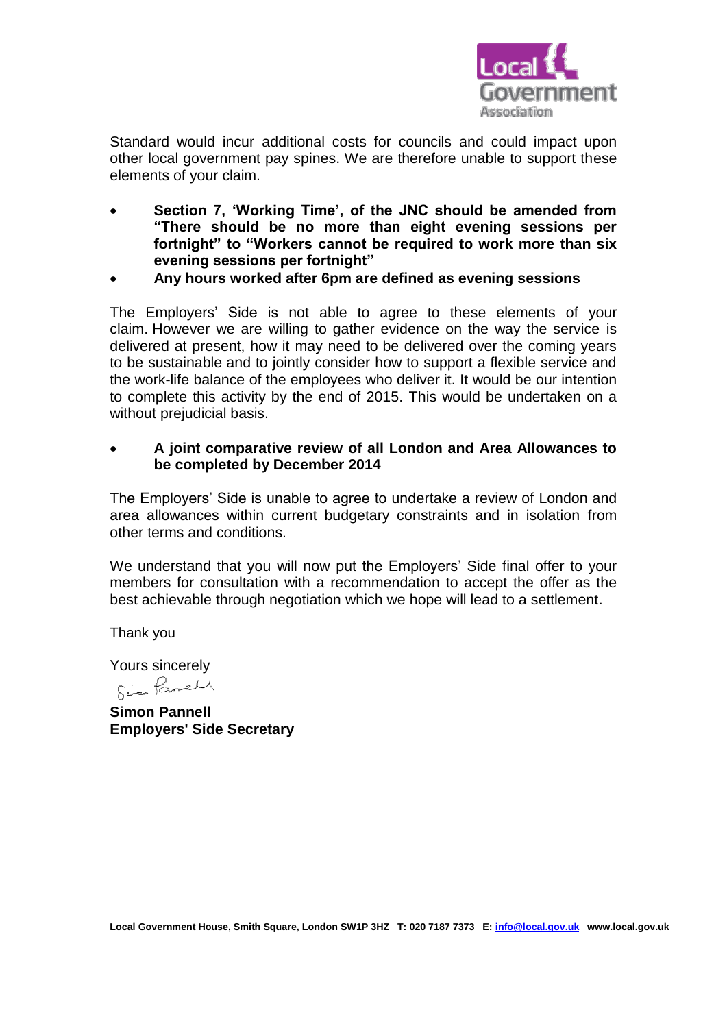Standard would incur additional costs for councils and could impact upon other local government pay spines. We are therefore unable to support these elements of your claim.

- **Section 7, 'Working Time', of the JNC should be amended from "There should be no more than eight evening sessions per fortnight" to "Workers cannot be required to work more than six evening sessions per fortnight"**
- **Any hours worked after 6pm are defined as evening sessions**

The Employers' Side is not able to agree to these elements of your claim. However we are willing to gather evidence on the way the service is delivered at present, how it may need to be delivered over the coming years to be sustainable and to jointly consider how to support a flexible service and the work-life balance of the employees who deliver it. It would be our intention to complete this activity by the end of 2015. This would be undertaken on a without prejudicial basis.

- **A joint comparative review of all London and Area Allowances to be completed by December 2014**

The Employers' Side is unable to agree to undertake a review of London and area allowances within current budgetary constraints and in isolation from other terms and conditions.

We understand that you will now put the Employers' Side final offer to your members for consultation with a recommendation to accept the offer as the best achievable through negotiation which we hope will lead to a settlement.

Thank you

Yours sincerely

**Simon Pannell**
**Employers' Side Secretary**

**Local Government House, Smith Square, London SW1P 3HZ T: 020 7187 7373 E: info@local.gov.uk www.local.gov.uk**